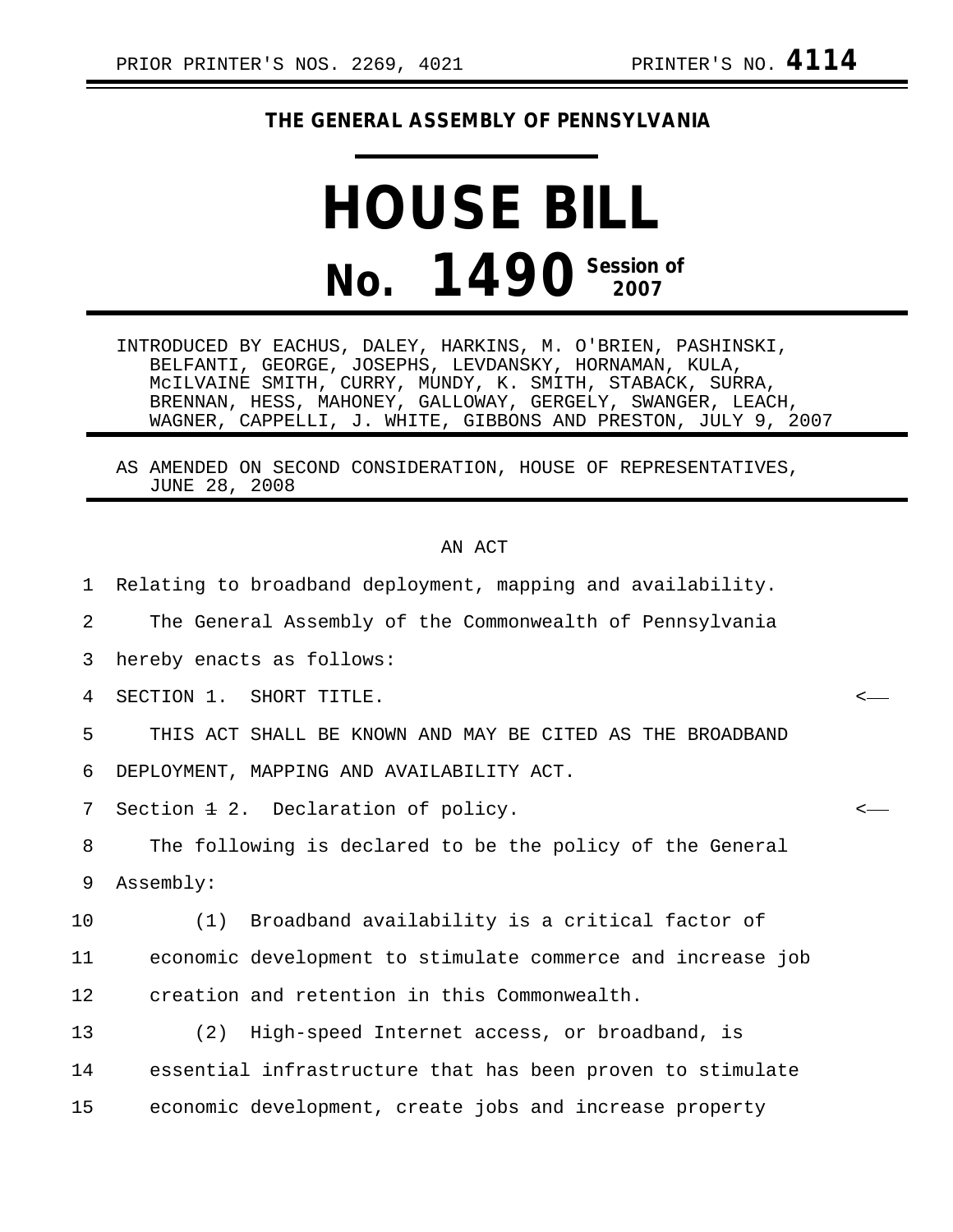PRIOR PRINTER'S NOS. 2269, 4021 PRINTER'S NO. **4114**

**THE GENERAL ASSEMBLY OF PENNSYLVANIA**

# HOUSE BILL

## No. 1490 Session of 2007

INTRODUCED BY EACHUS, DALEY, HARKINS, M. O'BRIEN, PASHINSKI, BELFANTI, GEORGE, JOSEPHS, LEVDANSKY, HORNAMAN, KULA, McILVAINE SMITH, CURRY, MUNDY, K. SMITH, STABACK, SURRA, BRENNAN, HESS, MAHONEY, GALLOWAY, GERGELY, SWANGER, LEACH, WAGNER, CAPPELLI, J. WHITE, GIBBONS AND PRESTON, JULY 9, 2007

AS AMENDED ON SECOND CONSIDERATION, HOUSE OF REPRESENTATIVES, JUNE 28, 2008

AN ACT

Relating to broadband deployment, mapping and availability.

The General Assembly of the Commonwealth of Pennsylvania hereby enacts as follows:

SECTION 1. SHORT TITLE.

THIS ACT SHALL BE KNOWN AND MAY BE CITED AS THE BROADBAND DEPLOYMENT, MAPPING AND AVAILABILITY ACT.

Section ~~1~~ 2. Declaration of policy.

The following is declared to be the policy of the General Assembly:

(1) Broadband availability is a critical factor of economic development to stimulate commerce and increase job creation and retention in this Commonwealth.

(2) High-speed Internet access, or broadband, is essential infrastructure that has been proven to stimulate economic development, create jobs and increase property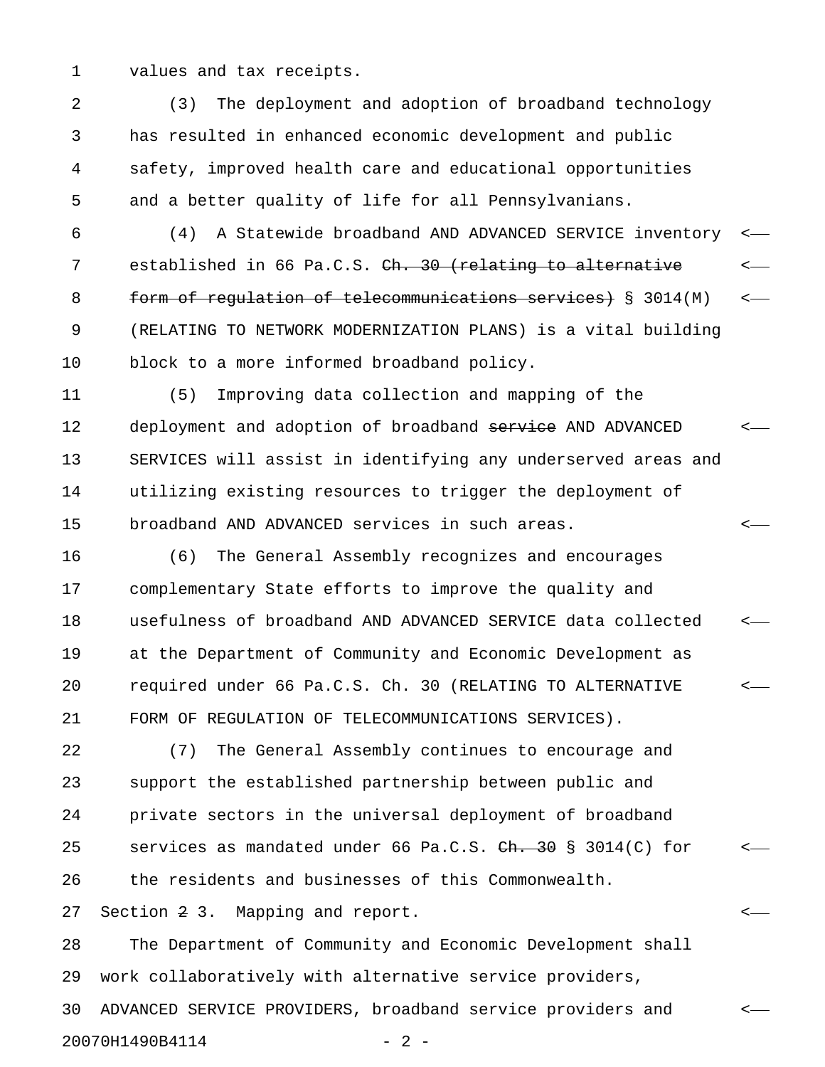values and tax receipts.

(3) The deployment and adoption of broadband technology has resulted in enhanced economic development and public safety, improved health care and educational opportunities and a better quality of life for all Pennsylvanians.

(4) A Statewide broadband AND ADVANCED SERVICE inventory established in 66 Pa.C.S. ~~Ch. 30 (relating to alternative form of regulation of telecommunications services)~~ § 3014(M) (RELATING TO NETWORK MODERNIZATION PLANS) is a vital building block to a more informed broadband policy.

(5) Improving data collection and mapping of the deployment and adoption of broadband ~~service~~ AND ADVANCED SERVICES will assist in identifying any underserved areas and utilizing existing resources to trigger the deployment of broadband AND ADVANCED services in such areas.

(6) The General Assembly recognizes and encourages complementary State efforts to improve the quality and usefulness of broadband AND ADVANCED SERVICE data collected at the Department of Community and Economic Development as required under 66 Pa.C.S. Ch. 30 (RELATING TO ALTERNATIVE FORM OF REGULATION OF TELECOMMUNICATIONS SERVICES).

(7) The General Assembly continues to encourage and support the established partnership between public and private sectors in the universal deployment of broadband services as mandated under 66 Pa.C.S. ~~Ch. 30~~ § 3014(C) for the residents and businesses of this Commonwealth.

Section ~~2~~ 3. Mapping and report.

The Department of Community and Economic Development shall work collaboratively with alternative service providers, ADVANCED SERVICE PROVIDERS, broadband service providers and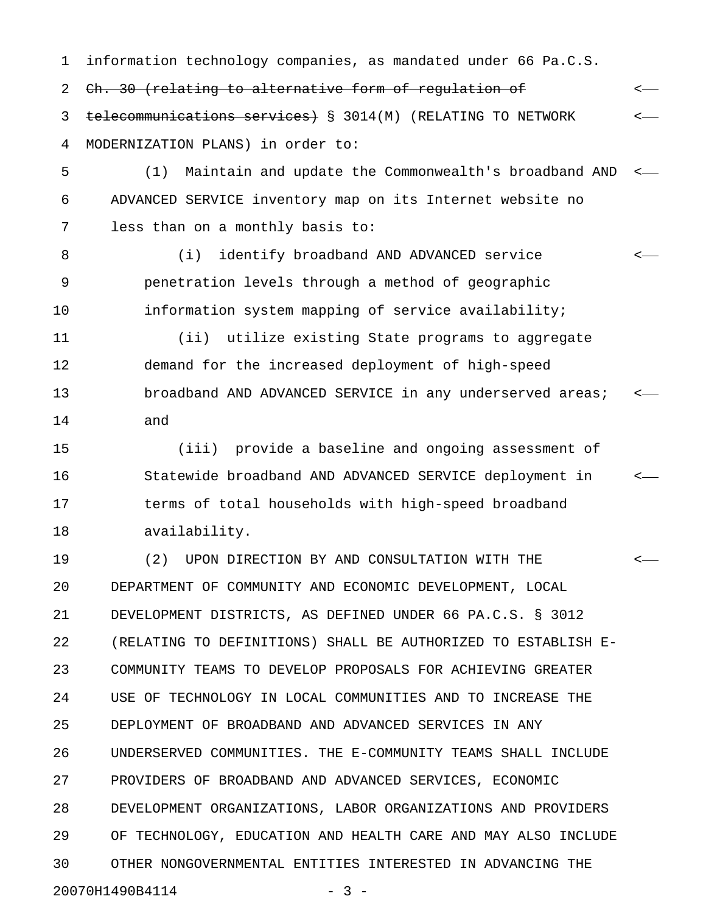information technology companies, as mandated under 66 Pa.C.S. ~~Ch. 30 (relating to alternative form of regulation of telecommunications services)~~ § 3014(M) (RELATING TO NETWORK MODERNIZATION PLANS) in order to:

(1) Maintain and update the Commonwealth's broadband AND ADVANCED SERVICE inventory map on its Internet website no less than on a monthly basis to:

(i) identify broadband AND ADVANCED service penetration levels through a method of geographic information system mapping of service availability;

(ii) utilize existing State programs to aggregate demand for the increased deployment of high-speed broadband AND ADVANCED SERVICE in any underserved areas; and

(iii) provide a baseline and ongoing assessment of Statewide broadband AND ADVANCED SERVICE deployment in terms of total households with high-speed broadband availability.

(2) UPON DIRECTION BY AND CONSULTATION WITH THE DEPARTMENT OF COMMUNITY AND ECONOMIC DEVELOPMENT, LOCAL DEVELOPMENT DISTRICTS, AS DEFINED UNDER 66 PA.C.S. § 3012 (RELATING TO DEFINITIONS) SHALL BE AUTHORIZED TO ESTABLISH E-COMMUNITY TEAMS TO DEVELOP PROPOSALS FOR ACHIEVING GREATER USE OF TECHNOLOGY IN LOCAL COMMUNITIES AND TO INCREASE THE DEPLOYMENT OF BROADBAND AND ADVANCED SERVICES IN ANY UNDERSERVED COMMUNITIES. THE E-COMMUNITY TEAMS SHALL INCLUDE PROVIDERS OF BROADBAND AND ADVANCED SERVICES, ECONOMIC DEVELOPMENT ORGANIZATIONS, LABOR ORGANIZATIONS AND PROVIDERS OF TECHNOLOGY, EDUCATION AND HEALTH CARE AND MAY ALSO INCLUDE OTHER NONGOVERNMENTAL ENTITIES INTERESTED IN ADVANCING THE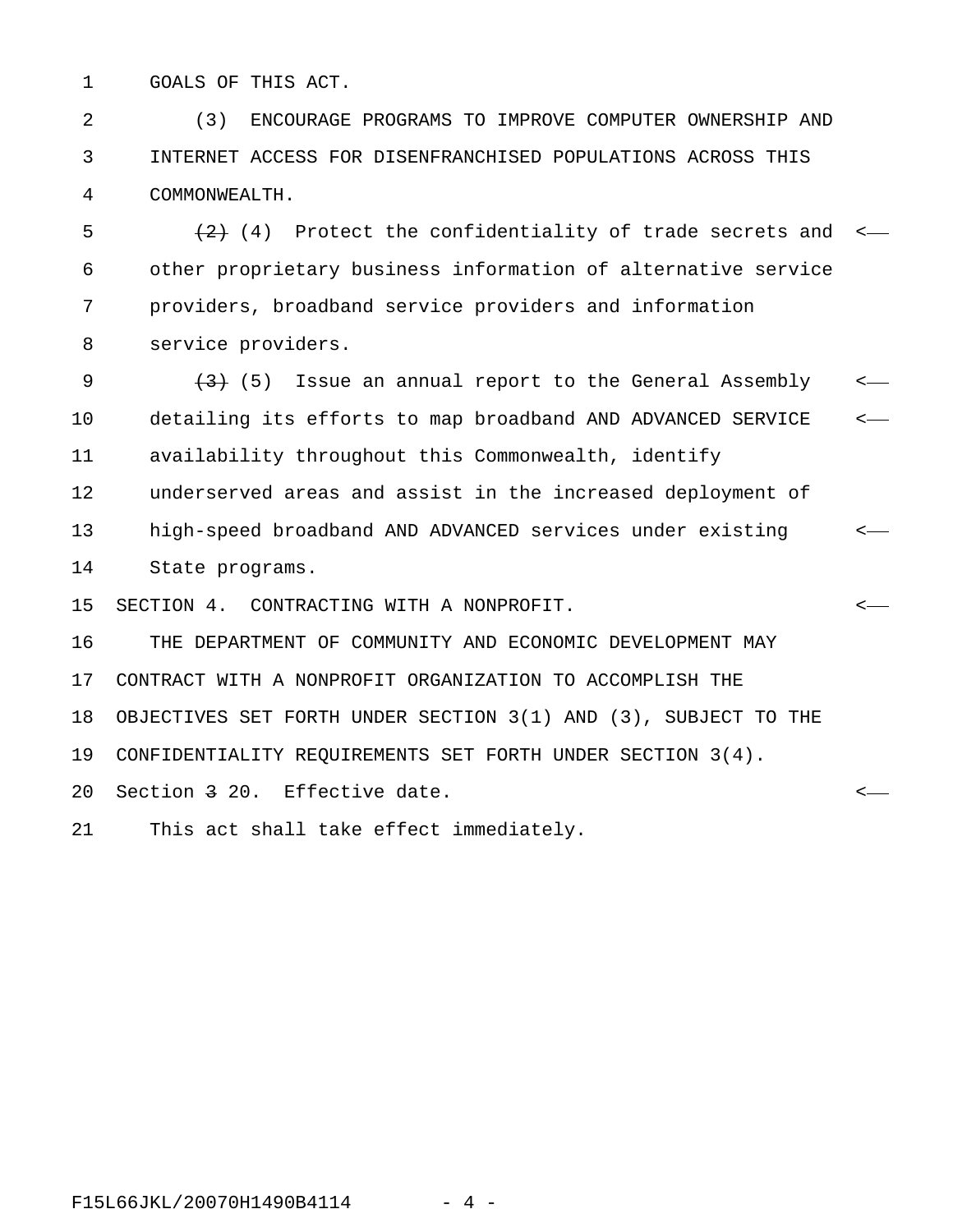GOALS OF THIS ACT.

(3) ENCOURAGE PROGRAMS TO IMPROVE COMPUTER OWNERSHIP AND INTERNET ACCESS FOR DISENFRANCHISED POPULATIONS ACROSS THIS COMMONWEALTH.

~~(2)~~ (4) Protect the confidentiality of trade secrets and other proprietary business information of alternative service providers, broadband service providers and information service providers.

~~(3)~~ (5) Issue an annual report to the General Assembly detailing its efforts to map broadband AND ADVANCED SERVICE availability throughout this Commonwealth, identify underserved areas and assist in the increased deployment of high-speed broadband AND ADVANCED services under existing State programs.

SECTION 4. CONTRACTING WITH A NONPROFIT.

THE DEPARTMENT OF COMMUNITY AND ECONOMIC DEVELOPMENT MAY CONTRACT WITH A NONPROFIT ORGANIZATION TO ACCOMPLISH THE OBJECTIVES SET FORTH UNDER SECTION 3(1) AND (3), SUBJECT TO THE CONFIDENTIALITY REQUIREMENTS SET FORTH UNDER SECTION 3(4).

Section ~~3~~ 20. Effective date.

This act shall take effect immediately.